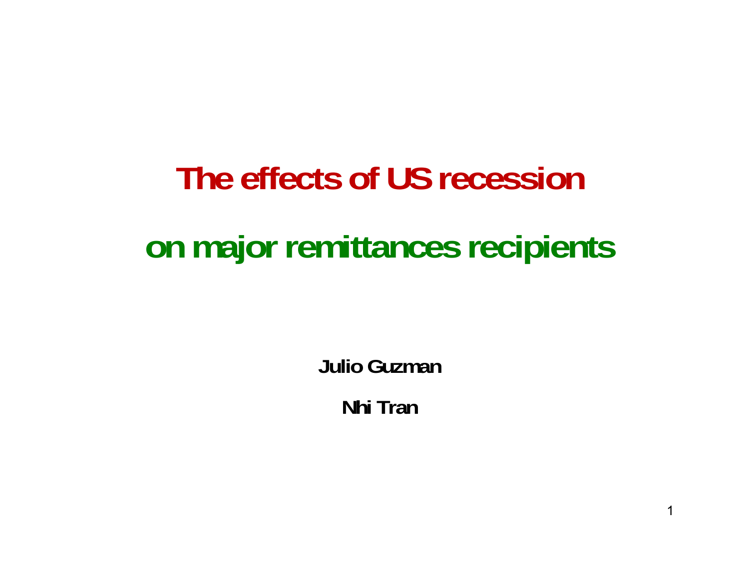# The effects of US recession on major remittances recipients

**Julio Guzman**

**Nhi Tran**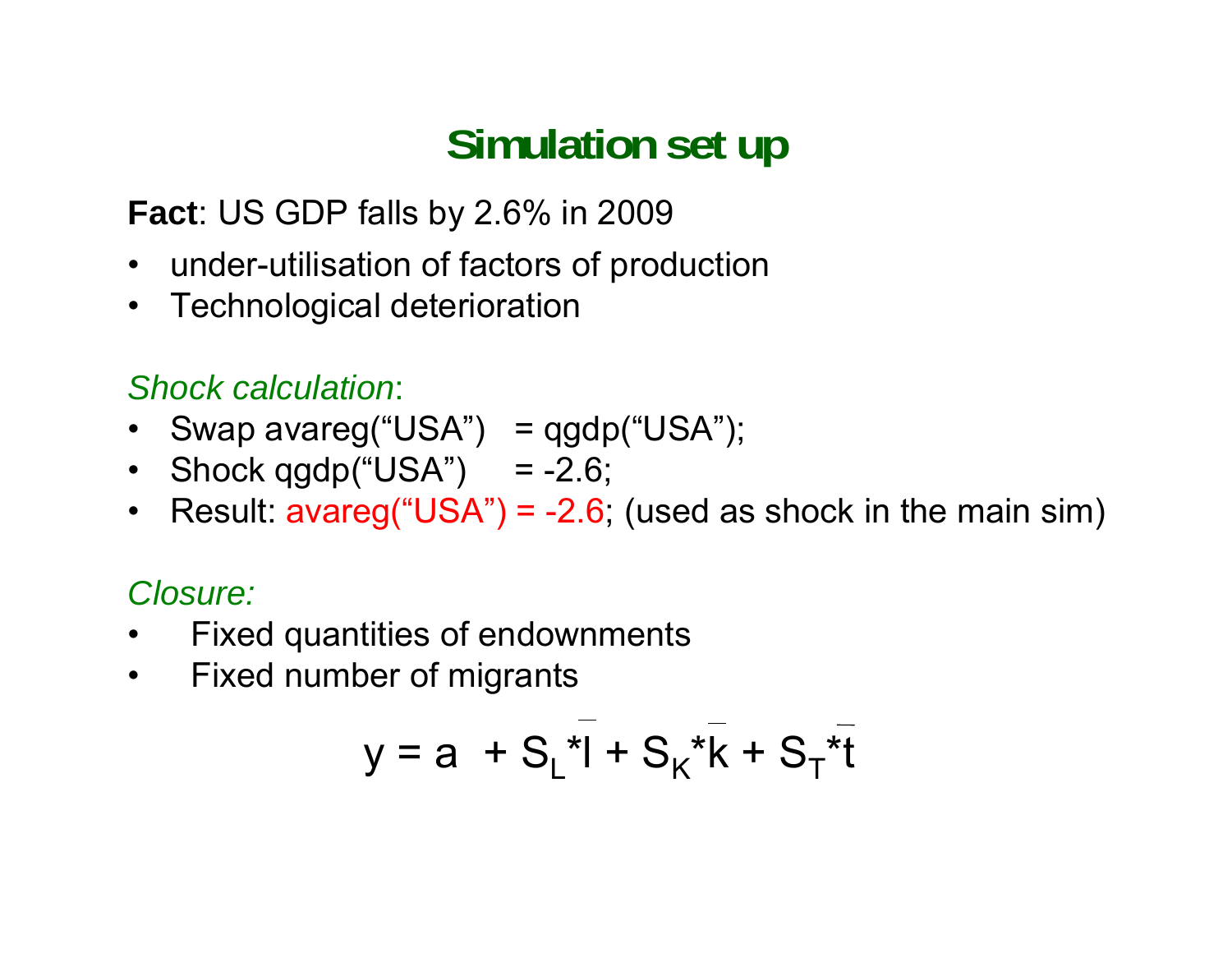# Simulation set up

**Fact**: US GDP falls by 2.6% in 2009

- under-utilisation of factors of production
- Technological deterioration

*Shock calculation*:

- Swap avareg("USA") = qgdp("USA");
- Shock qgdp("USA") = -2.6;
- Result: avareg("USA") = -2.6; (used as shock in the main sim)

*Closure:*

- Fixed quantities of endownments
- Fixed number of migrants

$$y = a + S_L * \bar{l} + S_K * \bar{k} + S_T * \bar{t}$$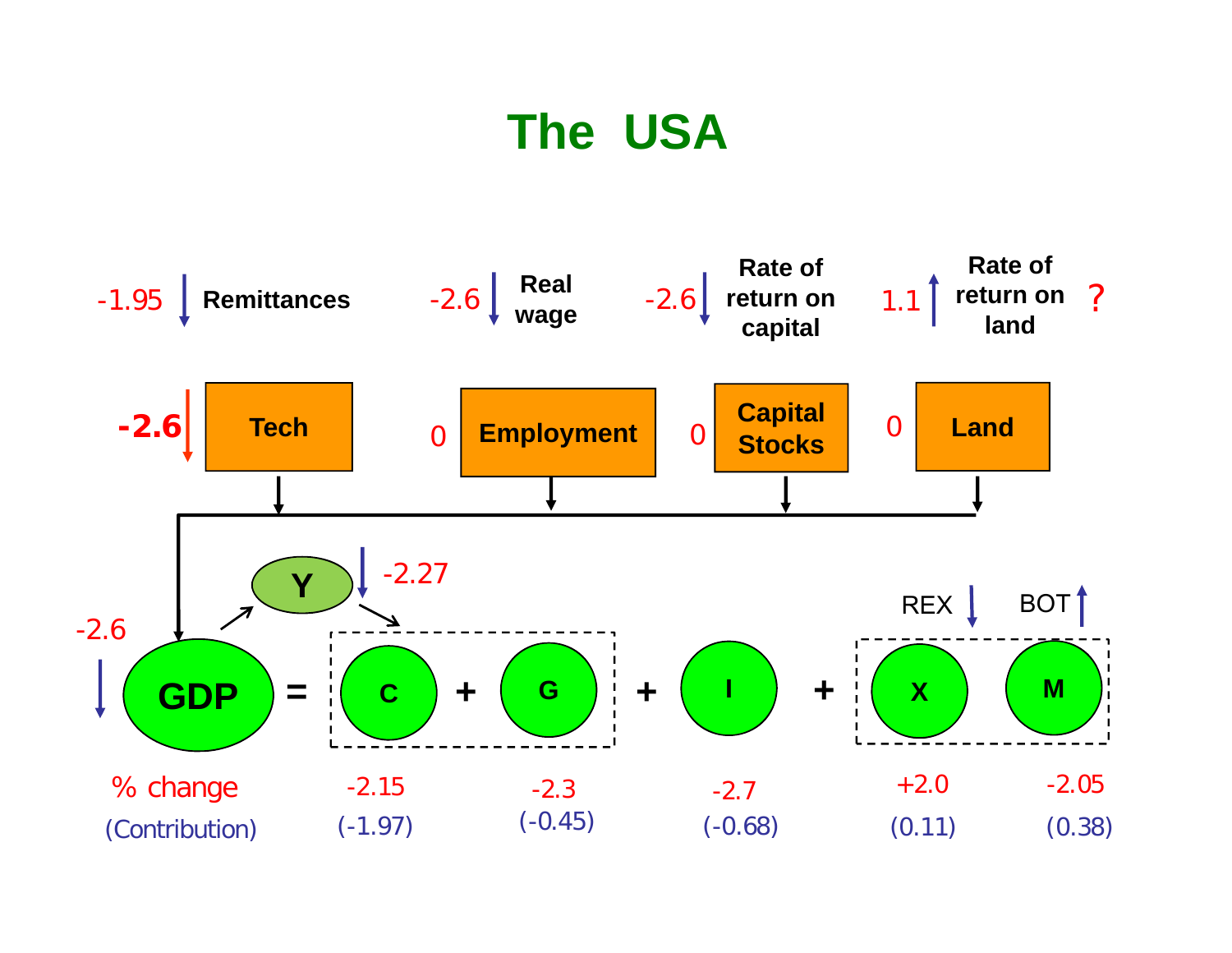# The USA

| Variable | % change |
|---|---|
| Remittances | -1.95 ↓ |
| Real wage | -2.6 ↓ |
| Rate of return on capital | -2.6 ↓ |
| Rate of return on land | 1.1 ↑ ? |

| Factor | % change |
|---|---|
| Tech | -2.6 ↓ |
| Employment | 0 |
| Capital Stocks | 0 |
| Land | 0 |

Y ↓ -2.27

REX ↓ BOT ↑

GDP = C + G + I + X − M

| | GDP | C | G | I | X | M |
|---|---|---|---|---|---|---|
| % change | -2.6 ↓ | -2.15 | -2.3 | -2.7 | +2.0 | -2.05 |
| (Contribution) | | (-1.97) | (-0.45) | (-0.68) | (0.11) | (0.38) |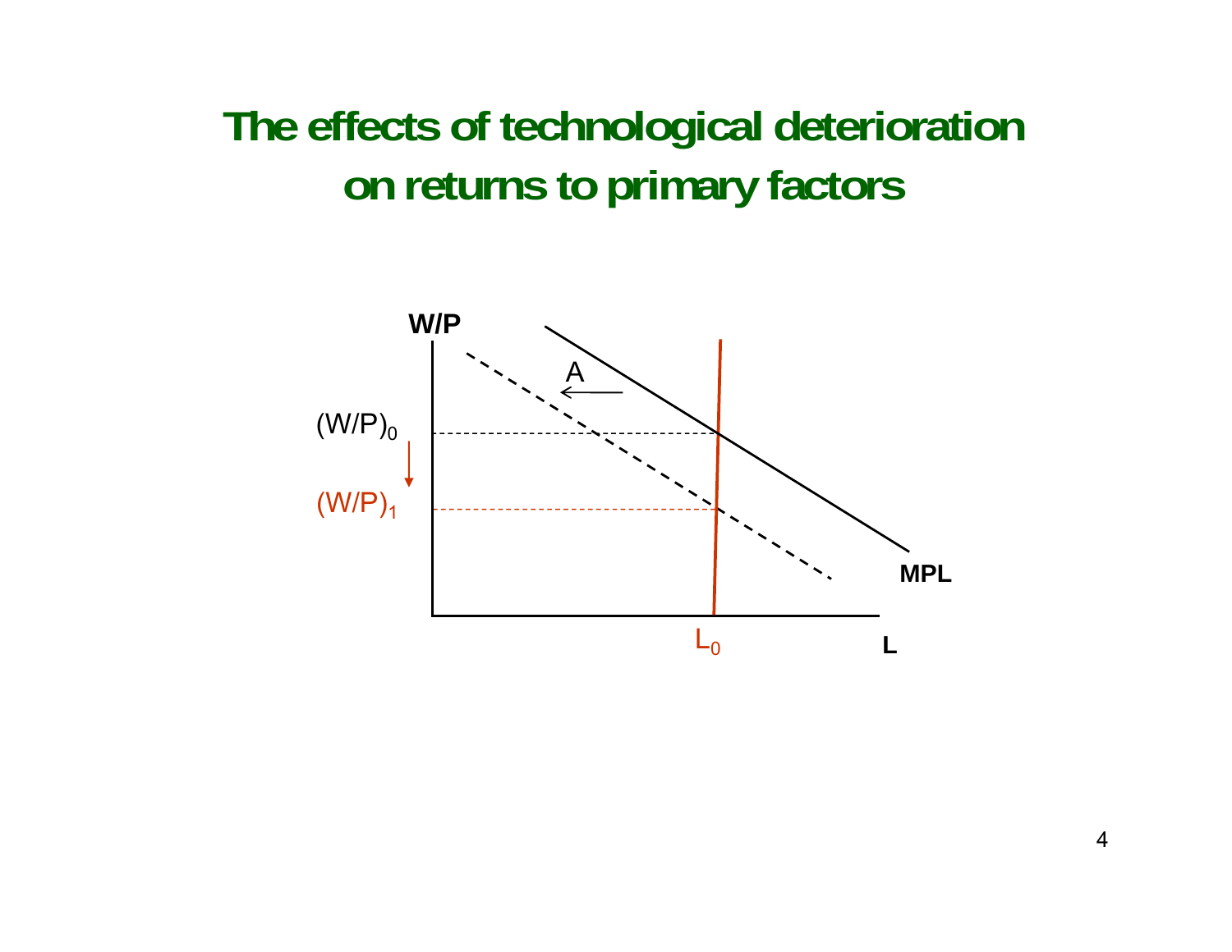# The effects of technological deterioration on returns to primary factors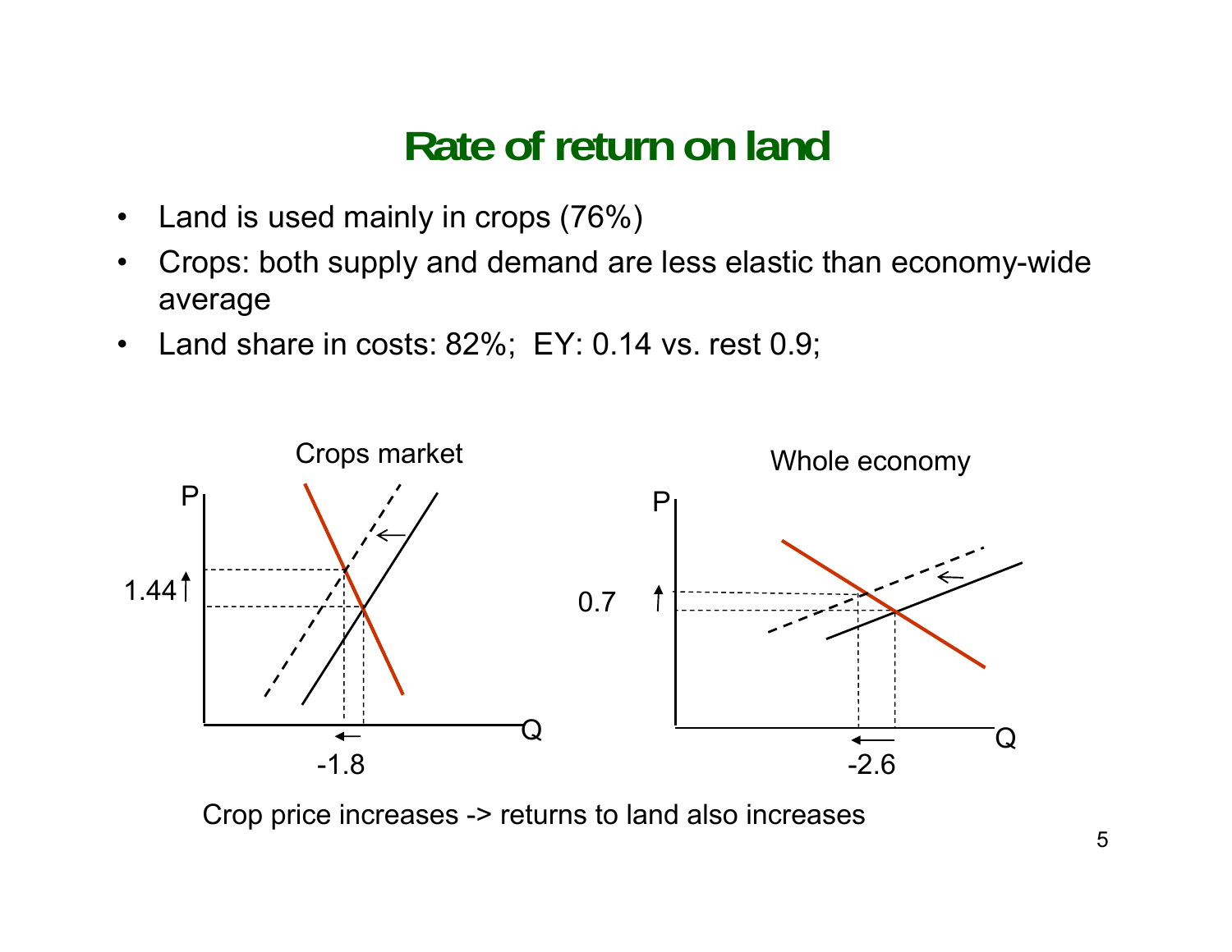# Rate of return on land

- Land is used mainly in crops (76%)
- Crops: both supply and demand are less elastic than economy-wide average
- Land share in costs: 82%; EY: 0.14 vs. rest 0.9;

Crops market

P

1.44

-1.8

Q

Whole economy

P

0.7

-2.6

Q

Crop price increases -> returns to land also increases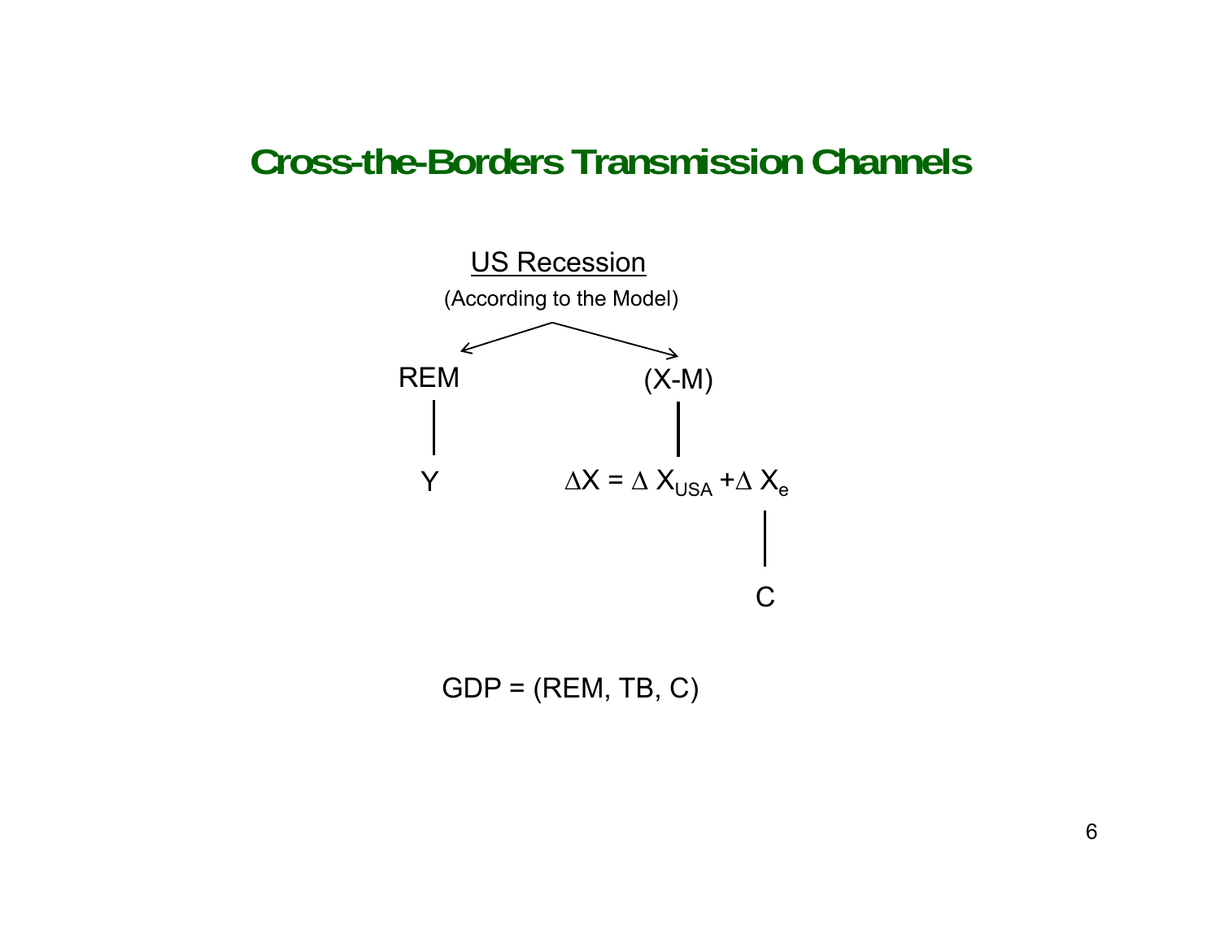# Cross-the-Borders Transmission Channels

<u>US Recession</u>

(According to the Model)

REM → Y

(X-M) → $\Delta X = \Delta X_{USA} + \Delta X_e$ → C

GDP = (REM, TB, C)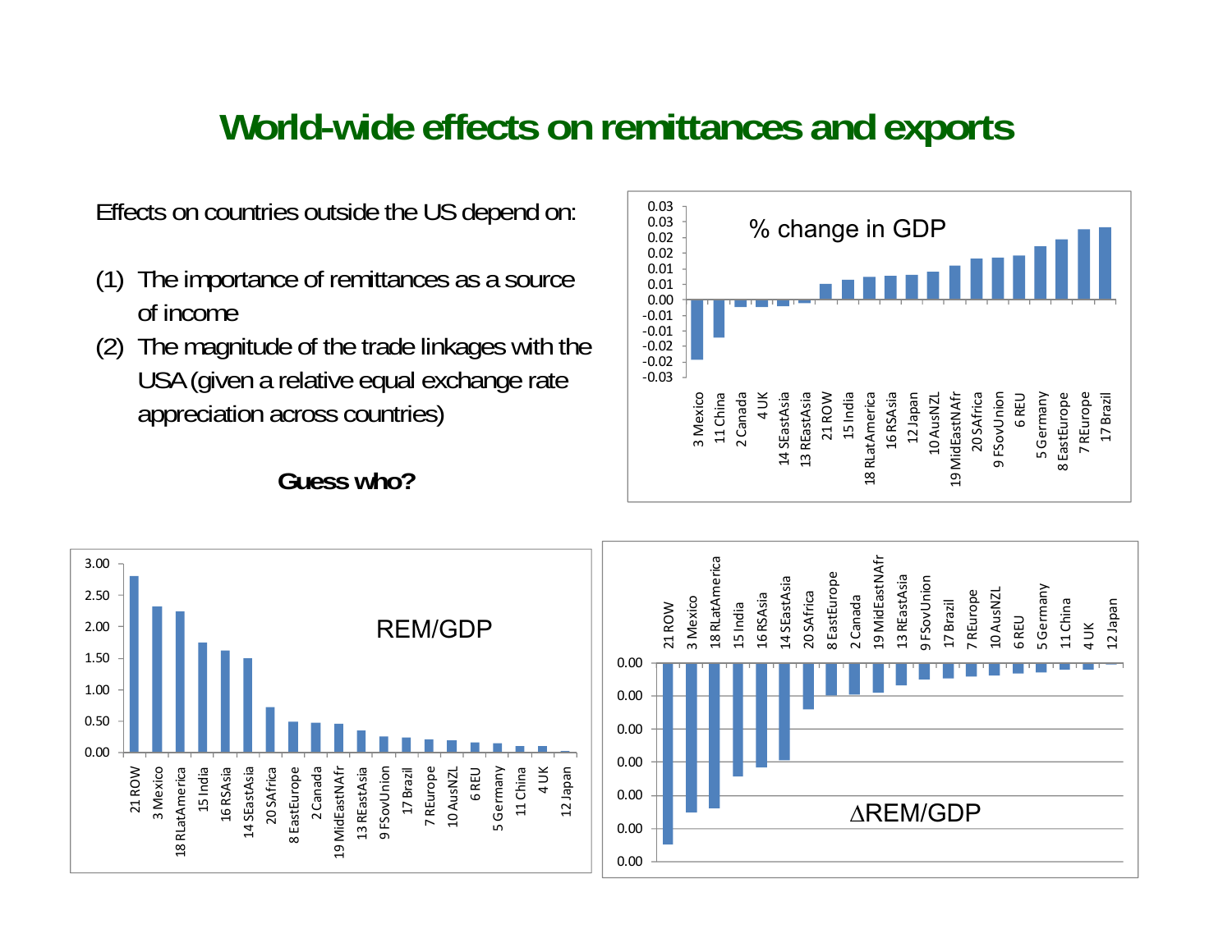# World-wide effects on remittances and exports

Effects on countries outside the US depend on:

1. The importance of remittances as a source of income
2. The magnitude of the trade linkages with the USA (given a relative equal exchange rate appreciation across countries)

**Guess who?**

% change in GDP

| Region | % change in GDP |
|---|---|
| 3 Mexico | -0.02 |
| 11 China | -0.01 |
| 2 Canada | 0.00 |
| 4 UK | 0.00 |
| 14 SEastAsia | 0.00 |
| 13 REastAsia | 0.00 |
| 21 ROW | 0.01 |
| 15 India | 0.01 |
| 18 RLatAmerica | 0.01 |
| 16 RSAsia | 0.01 |
| 12 Japan | 0.01 |
| 10 AusNZL | 0.01 |
| 19 MidEastNAfr | 0.01 |
| 20 SAfrica | 0.01 |
| 9 FSovUnion | 0.01 |
| 6 REU | 0.01 |
| 5 Germany | 0.02 |
| 8 EastEurope | 0.02 |
| 7 REurope | 0.02 |
| 17 Brazil | 0.02 |

REM/GDP

| Region | REM/GDP |
|---|---|
| 21 ROW | 2.80 |
| 3 Mexico | 2.32 |
| 18 RLatAmerica | 2.24 |
| 15 India | 1.75 |
| 16 RSAsia | 1.62 |
| 14 SEastAsia | 1.50 |
| 20 SAfrica | 0.72 |
| 8 EastEurope | 0.49 |
| 2 Canada | 0.47 |
| 19 MidEastNAfr | 0.46 |
| 13 REastAsia | 0.35 |
| 9 FSovUnion | 0.25 |
| 17 Brazil | 0.23 |
| 7 REurope | 0.21 |
| 10 AusNZL | 0.19 |
| 6 REU | 0.16 |
| 5 Germany | 0.15 |
| 11 China | 0.10 |
| 4 UK | 0.10 |
| 12 Japan | 0.02 |

ΔREM/GDP

Regions (in order of decreasing magnitude of negative change): 21 ROW, 3 Mexico, 18 RLatAmerica, 15 India, 16 RSAsia, 14 SEastAsia, 20 SAfrica, 8 EastEurope, 2 Canada, 19 MidEastNAfr, 13 REastAsia, 9 FSovUnion, 17 Brazil, 7 REurope, 10 AusNZL, 6 REU, 5 Germany, 11 China, 4 UK, 12 Japan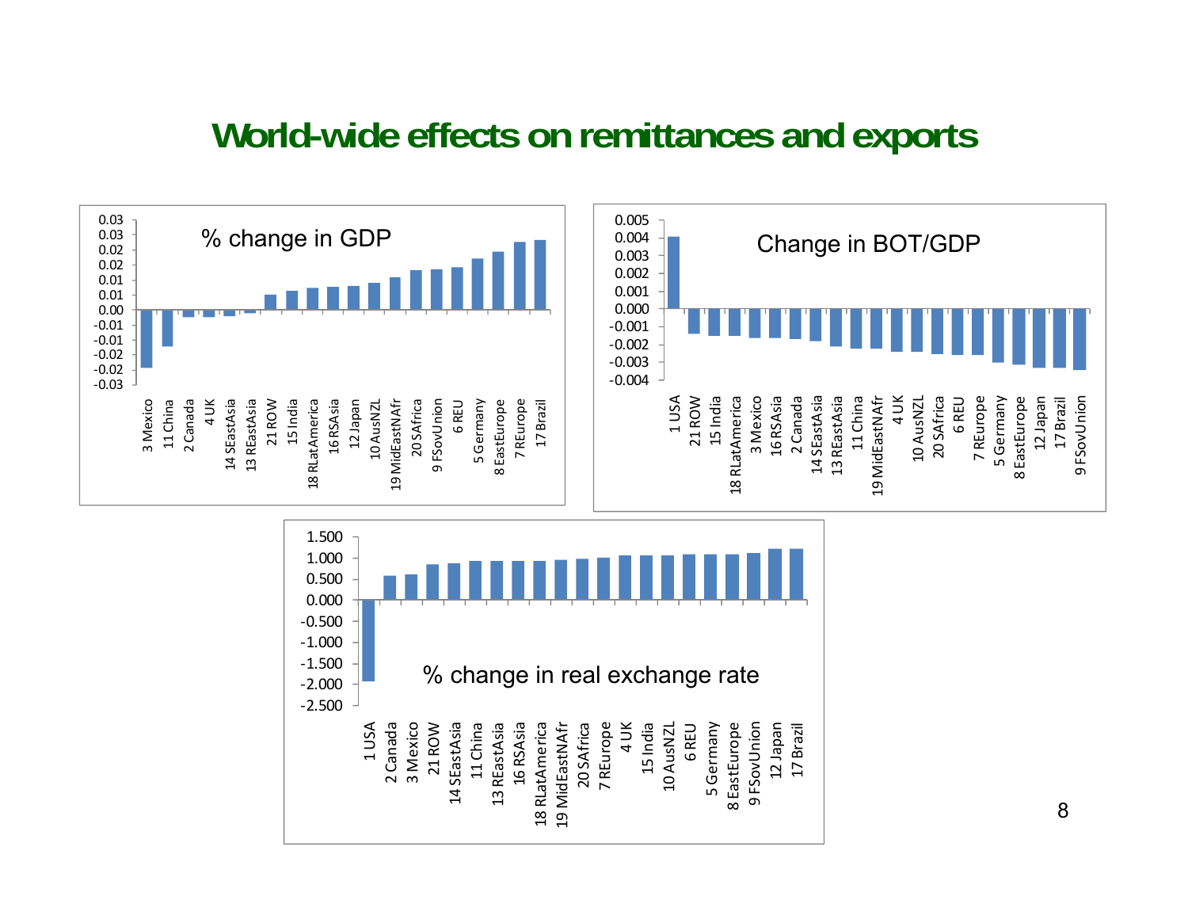# World-wide effects on remittances and exports

**% change in GDP**

3 Mexico, 11 China, 2 Canada, 4 UK, 14 SEastAsia, 13 REastAsia, 21 ROW, 15 India, 18 RLatAmerica, 16 RSAsia, 12 Japan, 10 AusNZL, 19 MidEastNAfr, 20 SAfrica, 9 FSovUnion, 6 REU, 5 Germany, 8 EastEurope, 7 REurope, 17 Brazil

**Change in BOT/GDP**

1 USA, 21 ROW, 15 India, 18 RLatAmerica, 3 Mexico, 16 RSAsia, 2 Canada, 14 SEastAsia, 13 REastAsia, 11 China, 19 MidEastNAfr, 4 UK, 10 AusNZL, 20 SAfrica, 6 REU, 7 REurope, 5 Germany, 8 EastEurope, 12 Japan, 17 Brazil, 9 FSovUnion

**% change in real exchange rate**

1 USA, 2 Canada, 3 Mexico, 21 ROW, 14 SEastAsia, 11 China, 13 REastAsia, 16 RSAsia, 18 RLatAmerica, 19 MidEastNAfr, 20 SAfrica, 7 REurope, 4 UK, 15 India, 10 AusNZL, 6 REU, 5 Germany, 8 EastEurope, 9 FSovUnion, 12 Japan, 17 Brazil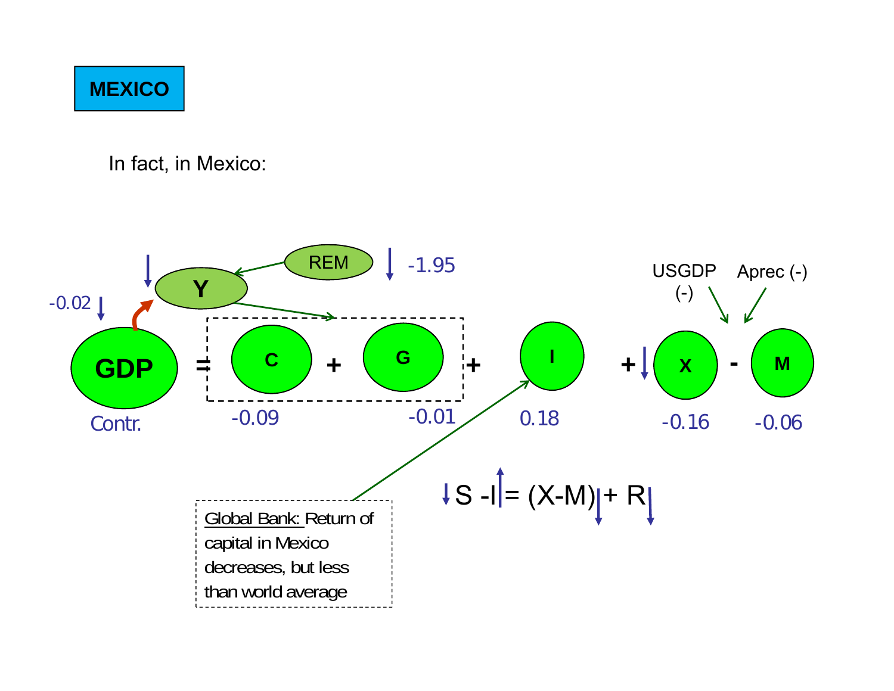**MEXICO**

In fact, in Mexico:

REM ↓ -1.95

↓ Y

-0.02 ↓ GDP (Contr.)

GDP = C + G + I + ↓X - M

| C | G | I | X | M |
|---|---|---|---|---|
| -0.09 | -0.01 | 0.18 | -0.16 | -0.06 |

USGDP (-) → X

Aprec (-) → M

$$\downarrow S - I\uparrow = (X-M)\downarrow + R\downarrow$$

Global Bank: Return of capital in Mexico decreases, but less than world average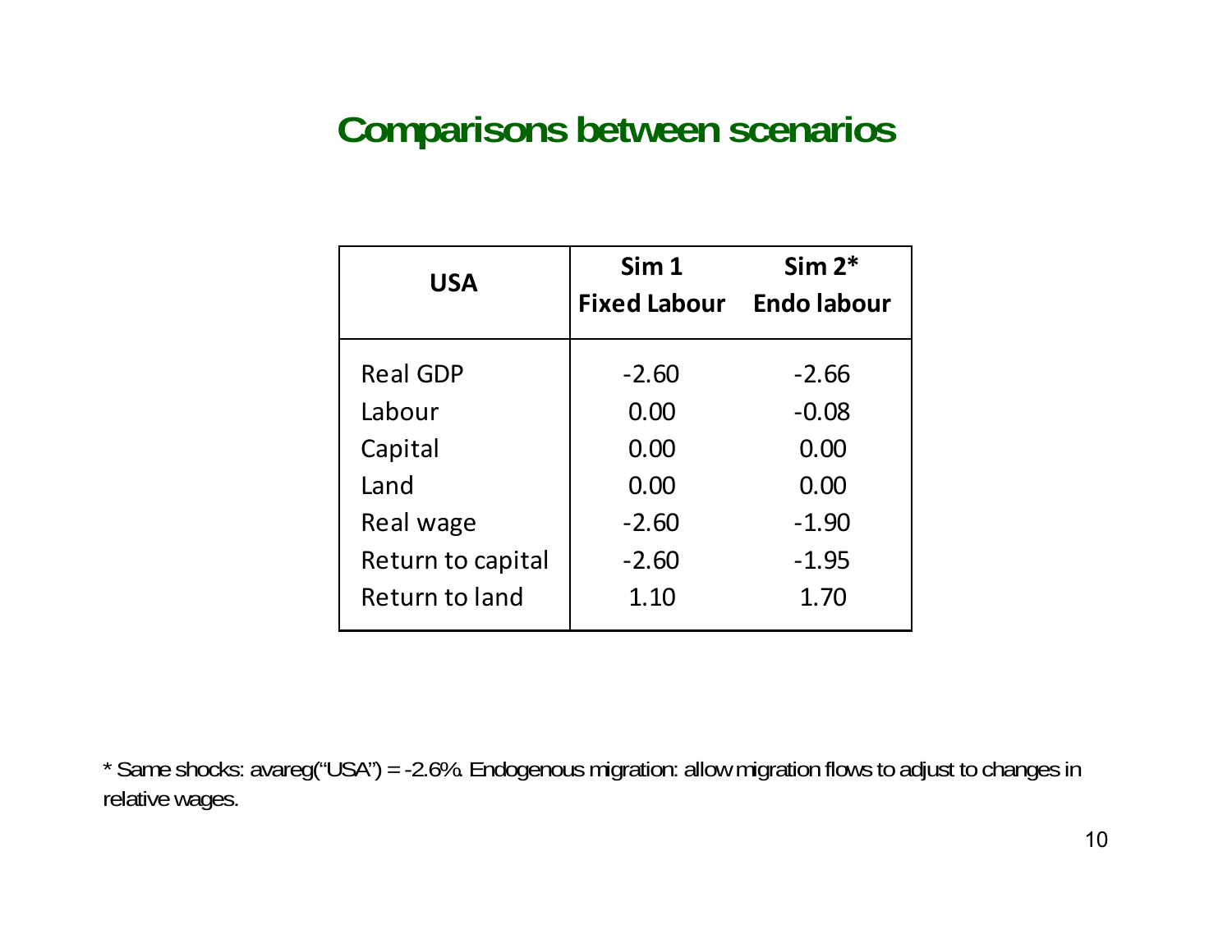# Comparisons between scenarios

| USA | Sim 1 Fixed Labour | Sim 2* Endo labour |
|---|---|---|
| Real GDP | -2.60 | -2.66 |
| Labour | 0.00 | -0.08 |
| Capital | 0.00 | 0.00 |
| Land | 0.00 | 0.00 |
| Real wage | -2.60 | -1.90 |
| Return to capital | -2.60 | -1.95 |
| Return to land | 1.10 | 1.70 |

* Same shocks: avareg("USA") = -2.6%. Endogenous migration: allow migration flows to adjust to changes in relative wages.